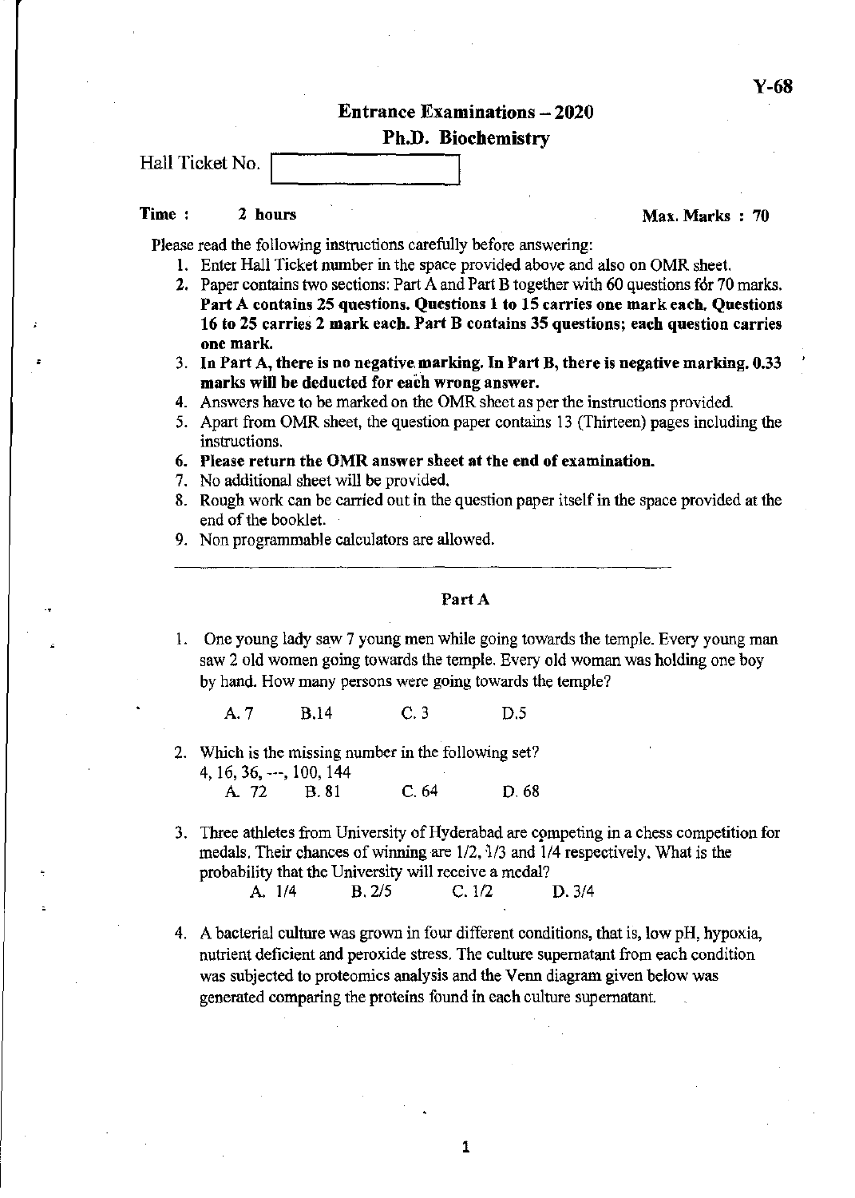Y-68

# Entrance Examinations – 2020

## Ph.D. Biochemistry

Hall Ticket No. 

**Time : 2 hours** **Max. Marks : 70**

Please read the following instructions carefully before answering:

1. Enter Hall Ticket number in the space provided above and also on OMR sheet.
2. Paper contains two sections: Part A and Part B together with 60 questions for 70 marks. **Part A contains 25 questions. Questions 1 to 15 carries one mark each. Questions 16 to 25 carries 2 mark each. Part B contains 35 questions; each question carries one mark.**
3. **In Part A, there is no negative marking. In Part B, there is negative marking. 0.33 marks will be deducted for each wrong answer.**
4. Answers have to be marked on the OMR sheet as per the instructions provided.
5. Apart from OMR sheet, the question paper contains 13 (Thirteen) pages including the instructions.
6. **Please return the OMR answer sheet at the end of examination.**
7. No additional sheet will be provided.
8. Rough work can be carried out in the question paper itself in the space provided at the end of the booklet.
9. Non programmable calculators are allowed.

---

### Part A

1. One young lady saw 7 young men while going towards the temple. Every young man saw 2 old women going towards the temple. Every old woman was holding one boy by hand. How many persons were going towards the temple?

   A. 7 B. 14 C. 3 D. 5

2. Which is the missing number in the following set?
   4, 16, 36, ---, 100, 144

   A. 72 B. 81 C. 64 D. 68

3. Three athletes from University of Hyderabad are competing in a chess competition for medals. Their chances of winning are 1/2, 1/3 and 1/4 respectively. What is the probability that the University will receive a medal?

   A. 1/4 B. 2/5 C. 1/2 D. 3/4

4. A bacterial culture was grown in four different conditions, that is, low pH, hypoxia, nutrient deficient and peroxide stress. The culture supernatant from each condition was subjected to proteomics analysis and the Venn diagram given below was generated comparing the proteins found in each culture supernatant.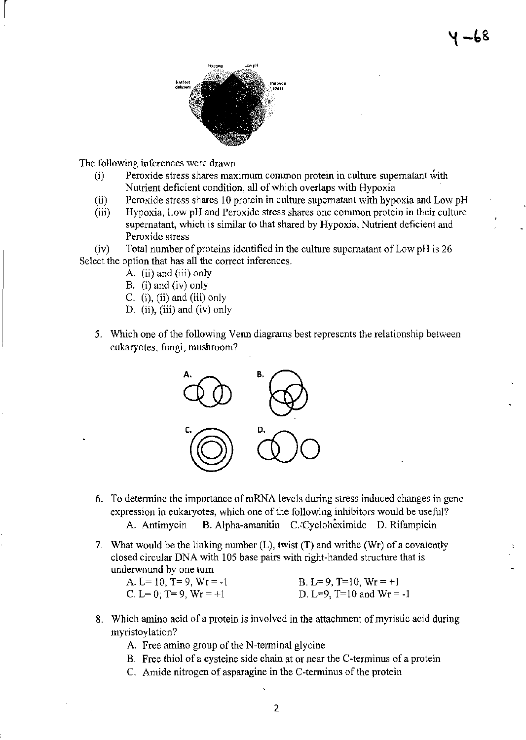The following inferences were drawn

(i) Peroxide stress shares maximum common protein in culture supernatant with Nutrient deficient condition, all of which overlaps with Hypoxia

(ii) Peroxide stress shares 10 protein in culture supernatant with hypoxia and Low pH

(iii) Hypoxia, Low pH and Peroxide stress shares one common protein in their culture supernatant, which is similar to that shared by Hypoxia, Nutrient deficient and Peroxide stress

(iv) Total number of proteins identified in the culture supernatant of Low pH is 26

Select the option that has all the correct inferences.

A. (ii) and (iii) only
B. (i) and (iv) only
C. (i), (ii) and (iii) only
D. (ii), (iii) and (iv) only

5. Which one of the following Venn diagrams best represents the relationship between eukaryotes, fungi, mushroom?

6. To determine the importance of mRNA levels during stress induced changes in gene expression in eukaryotes, which one of the following inhibitors would be useful?

A. Antimycin B. Alpha-amanitin C. Cycloheximide D. Rifampicin

7. What would be the linking number (L), twist (T) and writhe (Wr) of a covalently closed circular DNA with 105 base pairs with right-handed structure that is underwound by one turn

A. L= 10, T= 9, Wr = -1
B. L= 9, T=10, Wr = +1
C. L= 0; T= 9, Wr = +1
D. L=9, T=10 and Wr = -1

8. Which amino acid of a protein is involved in the attachment of myristic acid during myristoylation?

A. Free amino group of the N-terminal glycine
B. Free thiol of a cysteine side chain at or near the C-terminus of a protein
C. Amide nitrogen of asparagine in the C-terminus of the protein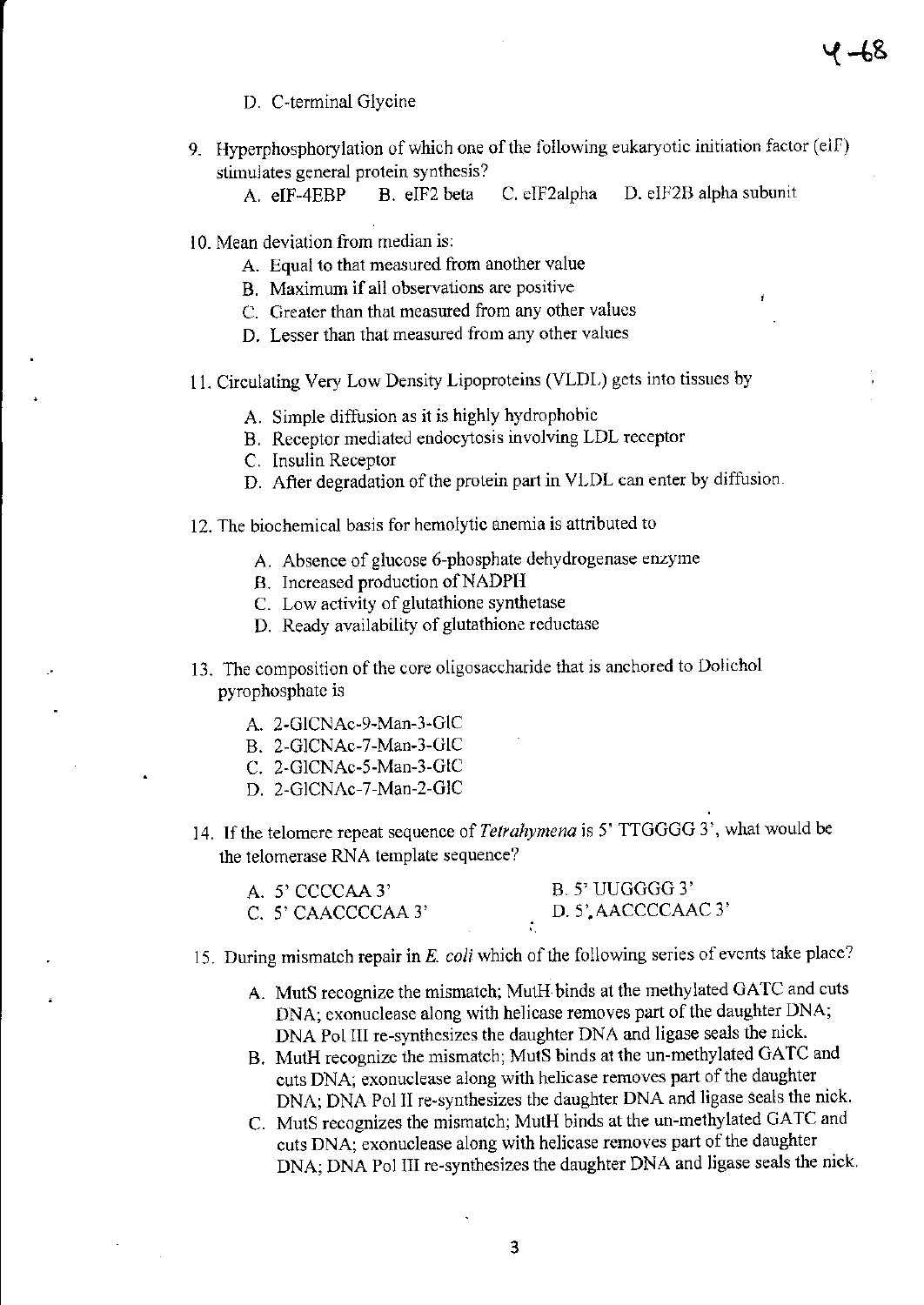D. C-terminal Glycine

9. Hyperphosphorylation of which one of the following eukaryotic initiation factor (eIF) stimulates general protein synthesis?

   A. eIF-4EBP  B. eIF2 beta  C. eIF2alpha  D. eIF2B alpha subunit

10. Mean deviation from median is:

    A. Equal to that measured from another value
    B. Maximum if all observations are positive
    C. Greater than that measured from any other values
    D. Lesser than that measured from any other values

11. Circulating Very Low Density Lipoproteins (VLDL) gets into tissues by

    A. Simple diffusion as it is highly hydrophobic
    B. Receptor mediated endocytosis involving LDL receptor
    C. Insulin Receptor
    D. After degradation of the protein part in VLDL can enter by diffusion.

12. The biochemical basis for hemolytic anemia is attributed to

    A. Absence of glucose 6-phosphate dehydrogenase enzyme
    B. Increased production of NADPH
    C. Low activity of glutathione synthetase
    D. Ready availability of glutathione reductase

13. The composition of the core oligosaccharide that is anchored to Dolichol pyrophosphate is

    A. 2-GlCNAc-9-Man-3-GlC
    B. 2-GlCNAc-7-Man-3-GlC
    C. 2-GlCNAc-5-Man-3-GlC
    D. 2-GlCNAc-7-Man-2-GlC

14. If the telomere repeat sequence of *Tetrahymena* is 5' TTGGGG 3', what would be the telomerase RNA template sequence?

    A. 5' CCCCAA 3'  B. 5' UUGGGG 3'
    C. 5' CAACCCCAA 3'  D. 5' AACCCCAAC 3'

15. During mismatch repair in *E. coli* which of the following series of events take place?

    A. MutS recognize the mismatch; MutH binds at the methylated GATC and cuts DNA; exonuclease along with helicase removes part of the daughter DNA; DNA Pol III re-synthesizes the daughter DNA and ligase seals the nick.
    B. MutH recognize the mismatch; MutS binds at the un-methylated GATC and cuts DNA; exonuclease along with helicase removes part of the daughter DNA; DNA Pol II re-synthesizes the daughter DNA and ligase seals the nick.
    C. MutS recognizes the mismatch; MutH binds at the un-methylated GATC and cuts DNA; exonuclease along with helicase removes part of the daughter DNA; DNA Pol III re-synthesizes the daughter DNA and ligase seals the nick.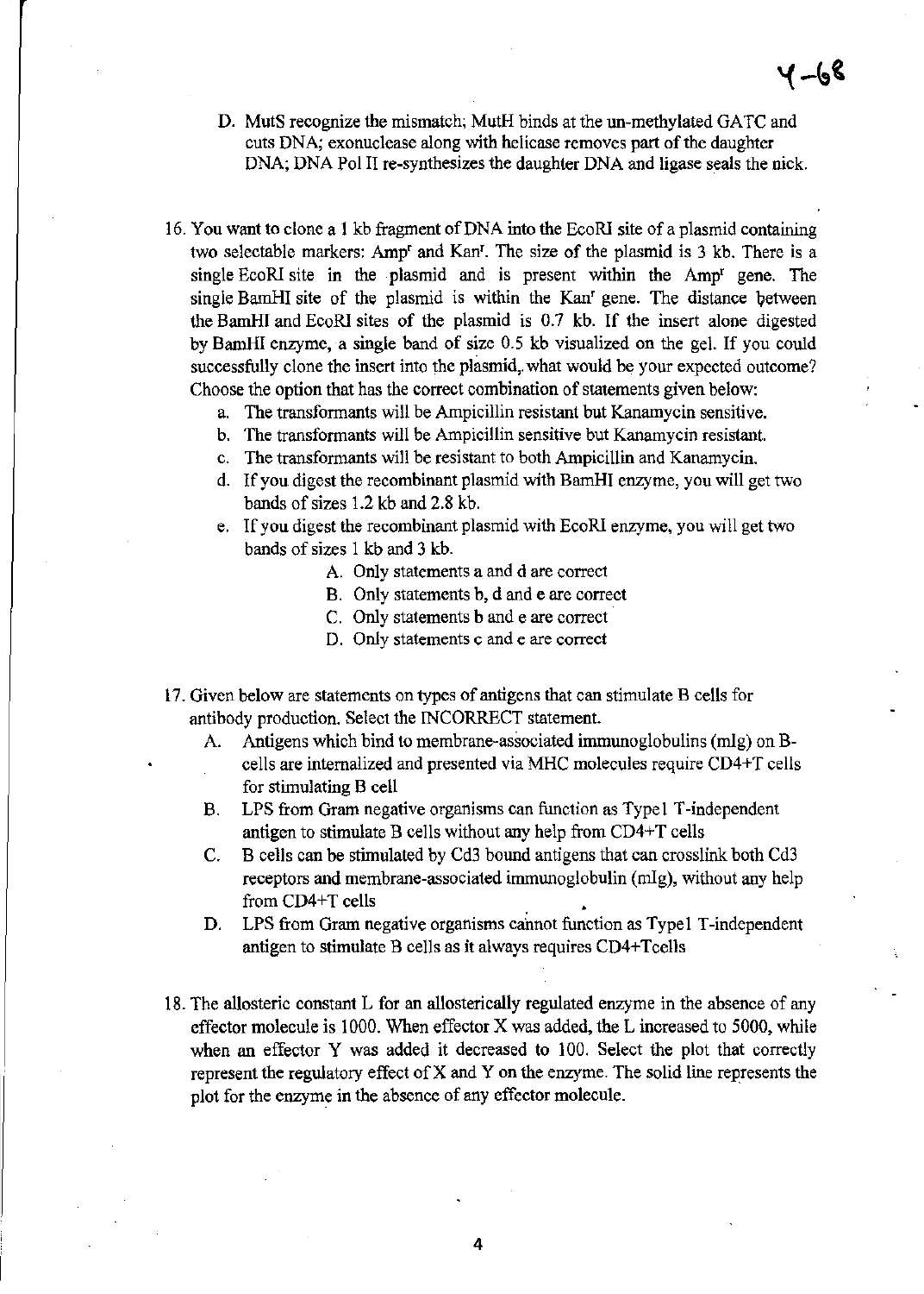D. MutS recognize the mismatch; MutH binds at the un-methylated GATC and cuts DNA; exonuclease along with helicase removes part of the daughter DNA; DNA Pol II re-synthesizes the daughter DNA and ligase seals the nick.

16. You want to clone a 1 kb fragment of DNA into the EcoRI site of a plasmid containing two selectable markers: $Amp^r$ and $Kan^r$. The size of the plasmid is 3 kb. There is a single EcoRI site in the plasmid and is present within the $Amp^r$ gene. The single BamHI site of the plasmid is within the $Kan^r$ gene. The distance between the BamHI and EcoRI sites of the plasmid is 0.7 kb. If the insert alone digested by BamHI enzyme, a single band of size 0.5 kb visualized on the gel. If you could successfully clone the insert into the plasmid, what would be your expected outcome? Choose the option that has the correct combination of statements given below:
    a. The transformants will be Ampicillin resistant but Kanamycin sensitive.
    b. The transformants will be Ampicillin sensitive but Kanamycin resistant.
    c. The transformants will be resistant to both Ampicillin and Kanamycin.
    d. If you digest the recombinant plasmid with BamHI enzyme, you will get two bands of sizes 1.2 kb and 2.8 kb.
    e. If you digest the recombinant plasmid with EcoRI enzyme, you will get two bands of sizes 1 kb and 3 kb.
        A. Only statements a and d are correct
        B. Only statements b, d and e are correct
        C. Only statements b and e are correct
        D. Only statements c and e are correct

17. Given below are statements on types of antigens that can stimulate B cells for antibody production. Select the INCORRECT statement.
    A. Antigens which bind to membrane-associated immunoglobulins (mIg) on B-cells are internalized and presented via MHC molecules require CD4+T cells for stimulating B cell
    B. LPS from Gram negative organisms can function as Type1 T-independent antigen to stimulate B cells without any help from CD4+T cells
    C. B cells can be stimulated by Cd3 bound antigens that can crosslink both Cd3 receptors and membrane-associated immunoglobulin (mIg), without any help from CD4+T cells
    D. LPS from Gram negative organisms cannot function as Type1 T-independent antigen to stimulate B cells as it always requires CD4+Tcells

18. The allosteric constant L for an allosterically regulated enzyme in the absence of any effector molecule is 1000. When effector X was added, the L increased to 5000, while when an effector Y was added it decreased to 100. Select the plot that correctly represent the regulatory effect of X and Y on the enzyme. The solid line represents the plot for the enzyme in the absence of any effector molecule.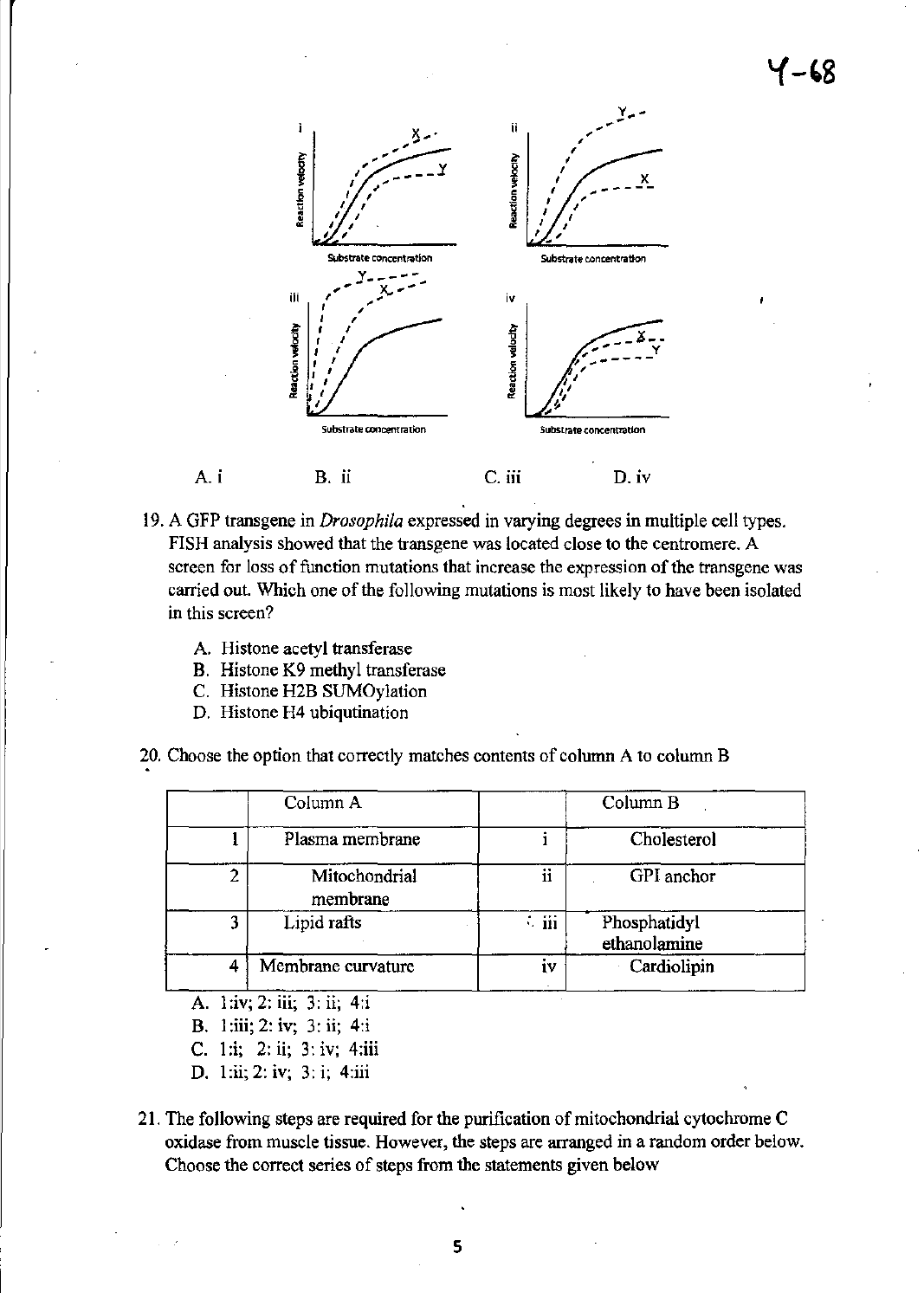A. i B. ii C. iii D. iv

19. A GFP transgene in *Drosophila* expressed in varying degrees in multiple cell types. FISH analysis showed that the transgene was located close to the centromere. A screen for loss of function mutations that increase the expression of the transgene was carried out. Which one of the following mutations is most likely to have been isolated in this screen?

    A. Histone acetyl transferase
    B. Histone K9 methyl transferase
    C. Histone H2B SUMOylation
    D. Histone H4 ubiqutination

20. Choose the option that correctly matches contents of column A to column B

| | Column A | | Column B |
|---|---|---|---|
| 1 | Plasma membrane | i | Cholesterol |
| 2 | Mitochondrial membrane | ii | GPI anchor |
| 3 | Lipid rafts | iii | Phosphatidyl ethanolamine |
| 4 | Membrane curvature | iv | Cardiolipin |

    A. 1:iv; 2: iii; 3: ii; 4:i
    B. 1:iii; 2: iv; 3: ii; 4:i
    C. 1:i; 2: ii; 3: iv; 4:iii
    D. 1:ii; 2: iv; 3: i; 4:iii

21. The following steps are required for the purification of mitochondrial cytochrome C oxidase from muscle tissue. However, the steps are arranged in a random order below. Choose the correct series of steps from the statements given below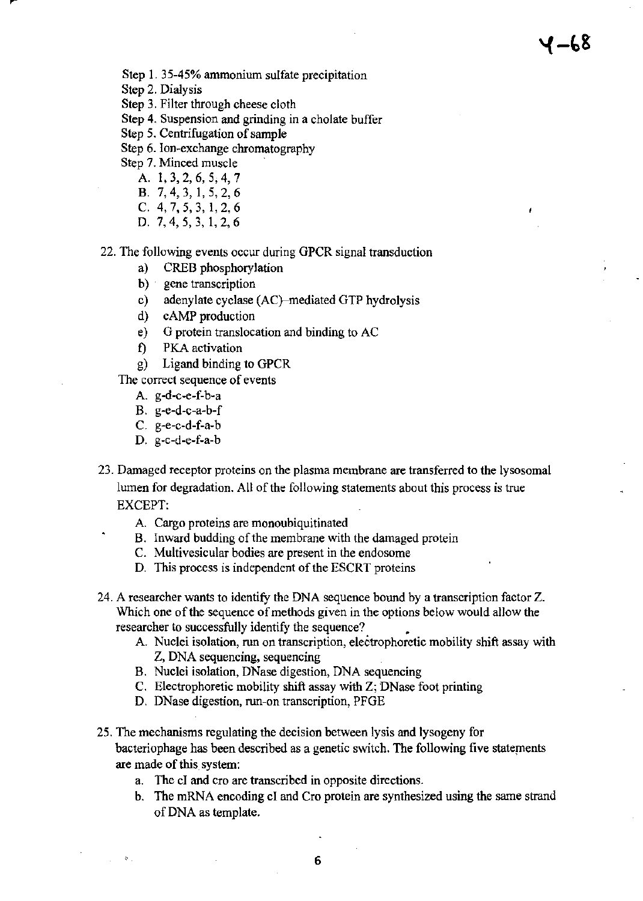Step 1. 35-45% ammonium sulfate precipitation
Step 2. Dialysis
Step 3. Filter through cheese cloth
Step 4. Suspension and grinding in a cholate buffer
Step 5. Centrifugation of sample
Step 6. Ion-exchange chromatography
Step 7. Minced muscle

A. 1, 3, 2, 6, 5, 4, 7
B. 7, 4, 3, 1, 5, 2, 6
C. 4, 7, 5, 3, 1, 2, 6
D. 7, 4, 5, 3, 1, 2, 6

22. The following events occur during GPCR signal transduction

a) CREB phosphorylation
b) gene transcription
c) adenylate cyclase (AC)-mediated GTP hydrolysis
d) cAMP production
e) G protein translocation and binding to AC
f) PKA activation
g) Ligand binding to GPCR

The correct sequence of events

A. g-d-c-e-f-b-a
B. g-e-d-c-a-b-f
C. g-e-c-d-f-a-b
D. g-c-d-e-f-a-b

23. Damaged receptor proteins on the plasma membrane are transferred to the lysosomal lumen for degradation. All of the following statements about this process is true EXCEPT:

A. Cargo proteins are monoubiquitinated
B. Inward budding of the membrane with the damaged protein
C. Multivesicular bodies are present in the endosome
D. This process is independent of the ESCRT proteins

24. A researcher wants to identify the DNA sequence bound by a transcription factor Z. Which one of the sequence of methods given in the options below would allow the researcher to successfully identify the sequence?

A. Nuclei isolation, run on transcription, electrophoretic mobility shift assay with Z, DNA sequencing, sequencing
B. Nuclei isolation, DNase digestion, DNA sequencing
C. Electrophoretic mobility shift assay with Z; DNase foot printing
D. DNase digestion, run-on transcription, PFGE

25. The mechanisms regulating the decision between lysis and lysogeny for bacteriophage has been described as a genetic switch. The following five statements are made of this system:

a. The cI and cro are transcribed in opposite directions.
b. The mRNA encoding cI and Cro protein are synthesized using the same strand of DNA as template.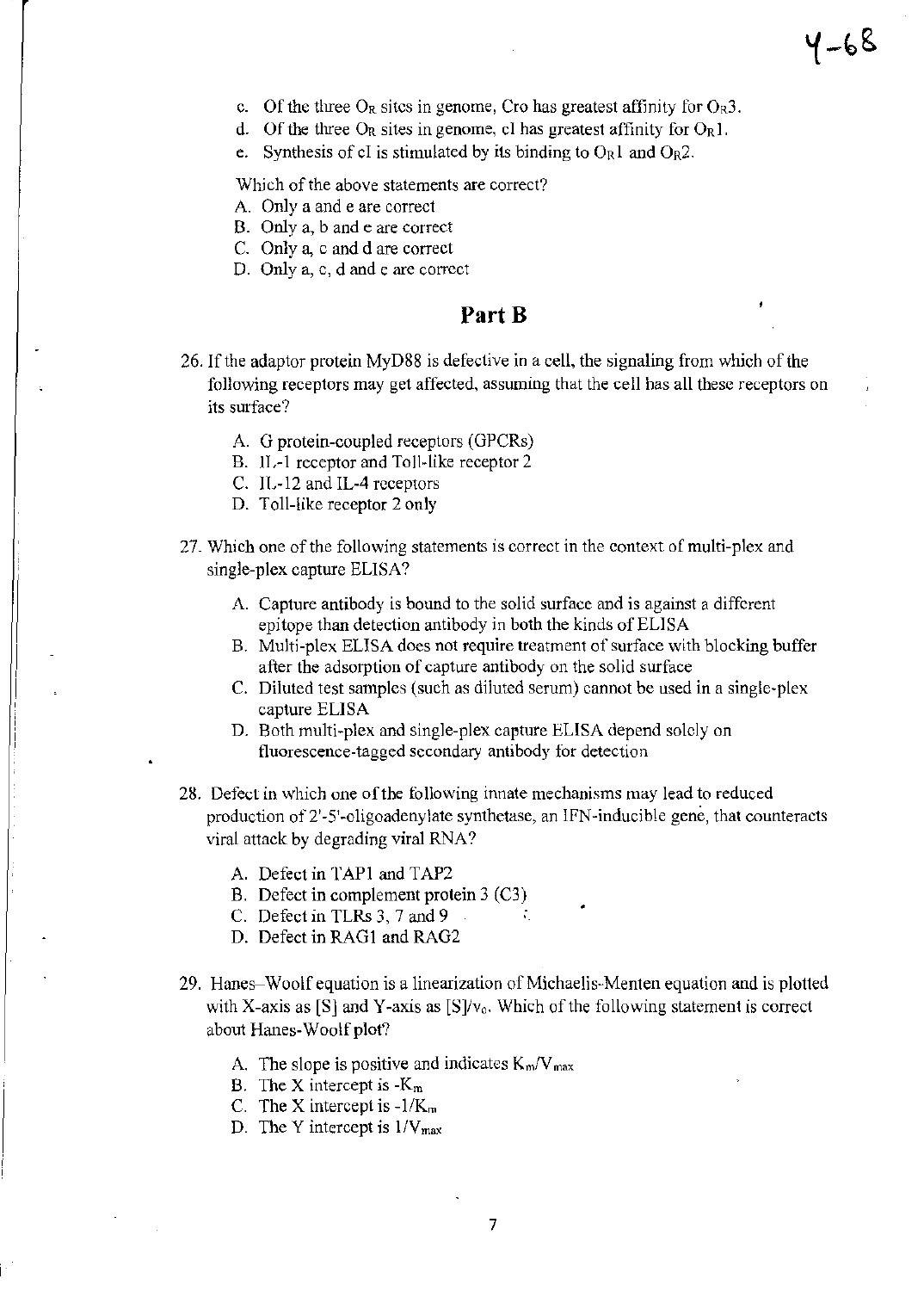c. Of the three $O_R$ sites in genome, Cro has greatest affinity for $O_R3$.
d. Of the three $O_R$ sites in genome, cI has greatest affinity for $O_R1$.
e. Synthesis of cI is stimulated by its binding to $O_R1$ and $O_R2$.

Which of the above statements are correct?

A. Only a and e are correct
B. Only a, b and e are correct
C. Only a, c and d are correct
D. Only a, c, d and e are correct

## Part B

26. If the adaptor protein MyD88 is defective in a cell, the signaling from which of the following receptors may get affected, assuming that the cell has all these receptors on its surface?

    A. G protein-coupled receptors (GPCRs)
    B. IL-1 receptor and Toll-like receptor 2
    C. IL-12 and IL-4 receptors
    D. Toll-like receptor 2 only

27. Which one of the following statements is correct in the context of multi-plex and single-plex capture ELISA?

    A. Capture antibody is bound to the solid surface and is against a different epitope than detection antibody in both the kinds of ELISA
    B. Multi-plex ELISA does not require treatment of surface with blocking buffer after the adsorption of capture antibody on the solid surface
    C. Diluted test samples (such as diluted serum) cannot be used in a single-plex capture ELISA
    D. Both multi-plex and single-plex capture ELISA depend solely on fluorescence-tagged secondary antibody for detection

28. Defect in which one of the following innate mechanisms may lead to reduced production of 2'-5'-oligoadenylate synthetase, an IFN-inducible gene, that counteracts viral attack by degrading viral RNA?

    A. Defect in TAP1 and TAP2
    B. Defect in complement protein 3 (C3)
    C. Defect in TLRs 3, 7 and 9
    D. Defect in RAG1 and RAG2

29. Hanes–Woolf equation is a linearization of Michaelis-Menten equation and is plotted with X-axis as [S] and Y-axis as $[S]/v_o$. Which of the following statement is correct about Hanes-Woolf plot?

    A. The slope is positive and indicates $K_m/V_{max}$
    B. The X intercept is $-K_m$
    C. The X intercept is $-1/K_m$
    D. The Y intercept is $1/V_{max}$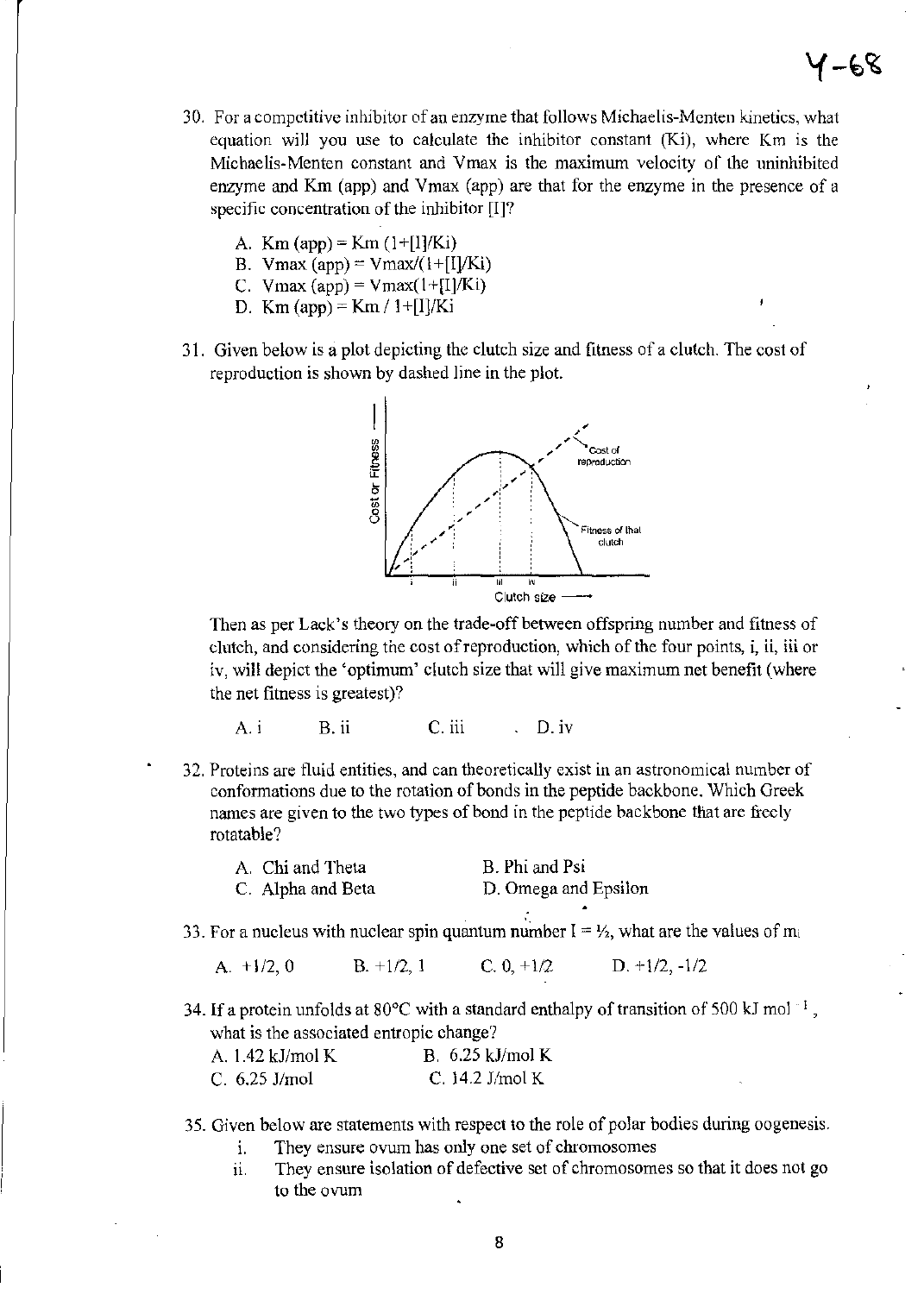30. For a competitive inhibitor of an enzyme that follows Michaelis-Menten kinetics, what equation will you use to calculate the inhibitor constant (Ki), where Km is the Michaelis-Menten constant and Vmax is the maximum velocity of the uninhibited enzyme and Km (app) and Vmax (app) are that for the enzyme in the presence of a specific concentration of the inhibitor [I]?

    A. Km (app) = Km (1+[I]/Ki)
    B. Vmax (app) = Vmax/(1+[I]/Ki)
    C. Vmax (app) = Vmax(1+[I]/Ki)
    D. Km (app) = Km / 1+[I]/Ki

31. Given below is a plot depicting the clutch size and fitness of a clutch. The cost of reproduction is shown by dashed line in the plot.

    Then as per Lack's theory on the trade-off between offspring number and fitness of clutch, and considering the cost of reproduction, which of the four points, i, ii, iii or iv, will depict the 'optimum' clutch size that will give maximum net benefit (where the net fitness is greatest)?

    A. i  B. ii  C. iii  D. iv

32. Proteins are fluid entities, and can theoretically exist in an astronomical number of conformations due to the rotation of bonds in the peptide backbone. Which Greek names are given to the two types of bond in the peptide backbone that are freely rotatable?

    A. Chi and Theta  B. Phi and Psi
    C. Alpha and Beta  D. Omega and Epsilon

33. For a nucleus with nuclear spin quantum number I = ½, what are the values of $m_I$

    A. +1/2, 0  B. +1/2, 1  C. 0, +1/2  D. +1/2, -1/2

34. If a protein unfolds at 80°C with a standard enthalpy of transition of 500 kJ $mol^{-1}$, what is the associated entropic change?

    A. 1.42 kJ/mol K  B. 6.25 kJ/mol K
    C. 6.25 J/mol  C. 14.2 J/mol K

35. Given below are statements with respect to the role of polar bodies during oogenesis.
    i. They ensure ovum has only one set of chromosomes
    ii. They ensure isolation of defective set of chromosomes so that it does not go to the ovum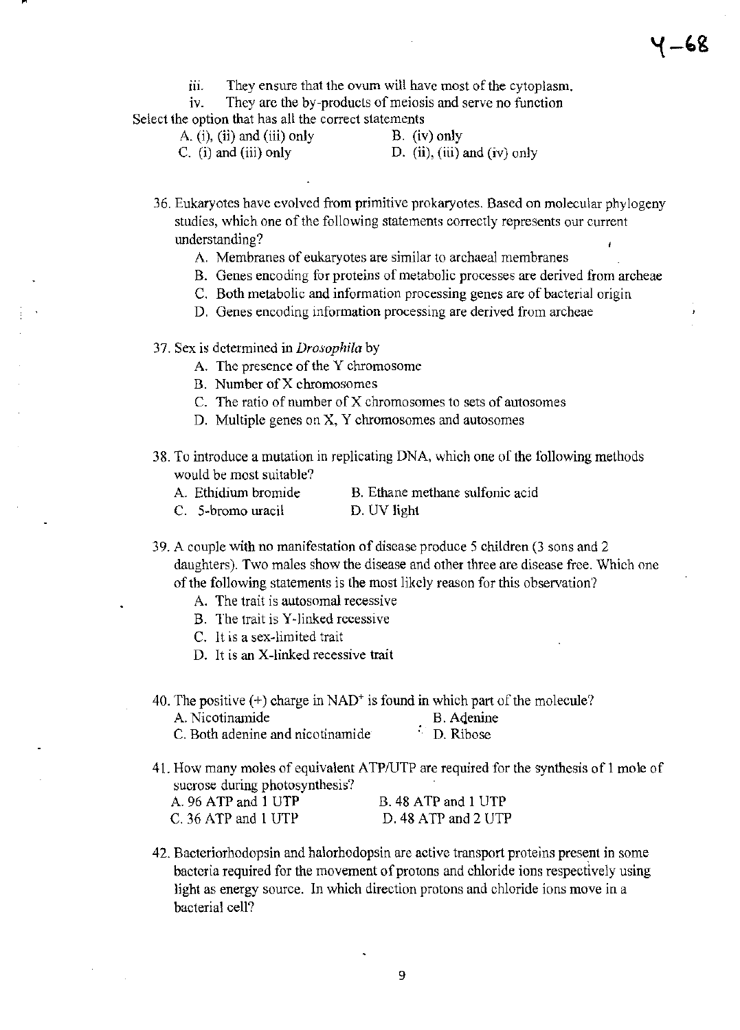iii. They ensure that the ovum will have most of the cytoplasm.

iv. They are the by-products of meiosis and serve no function

Select the option that has all the correct statements

A. (i), (ii) and (iii) only
B. (iv) only
C. (i) and (iii) only
D. (ii), (iii) and (iv) only

36. Eukaryotes have evolved from primitive prokaryotes. Based on molecular phylogeny studies, which one of the following statements correctly represents our current understanding?

    A. Membranes of eukaryotes are similar to archaeal membranes
    B. Genes encoding for proteins of metabolic processes are derived from archeae
    C. Both metabolic and information processing genes are of bacterial origin
    D. Genes encoding information processing are derived from archeae

37. Sex is determined in *Drosophila* by

    A. The presence of the Y chromosome
    B. Number of X chromosomes
    C. The ratio of number of X chromosomes to sets of autosomes
    D. Multiple genes on X, Y chromosomes and autosomes

38. To introduce a mutation in replicating DNA, which one of the following methods would be most suitable?

    A. Ethidium bromide
    B. Ethane methane sulfonic acid
    C. 5-bromo uracil
    D. UV light

39. A couple with no manifestation of disease produce 5 children (3 sons and 2 daughters). Two males show the disease and other three are disease free. Which one of the following statements is the most likely reason for this observation?

    A. The trait is autosomal recessive
    B. The trait is Y-linked recessive
    C. It is a sex-limited trait
    D. It is an X-linked recessive trait

40. The positive (+) charge in $NAD^+$ is found in which part of the molecule?

    A. Nicotinamide
    B. Adenine
    C. Both adenine and nicotinamide
    D. Ribose

41. How many moles of equivalent ATP/UTP are required for the synthesis of 1 mole of sucrose during photosynthesis?

    A. 96 ATP and 1 UTP
    B. 48 ATP and 1 UTP
    C. 36 ATP and 1 UTP
    D. 48 ATP and 2 UTP

42. Bacteriorhodopsin and halorhodopsin are active transport proteins present in some bacteria required for the movement of protons and chloride ions respectively using light as energy source. In which direction protons and chloride ions move in a bacterial cell?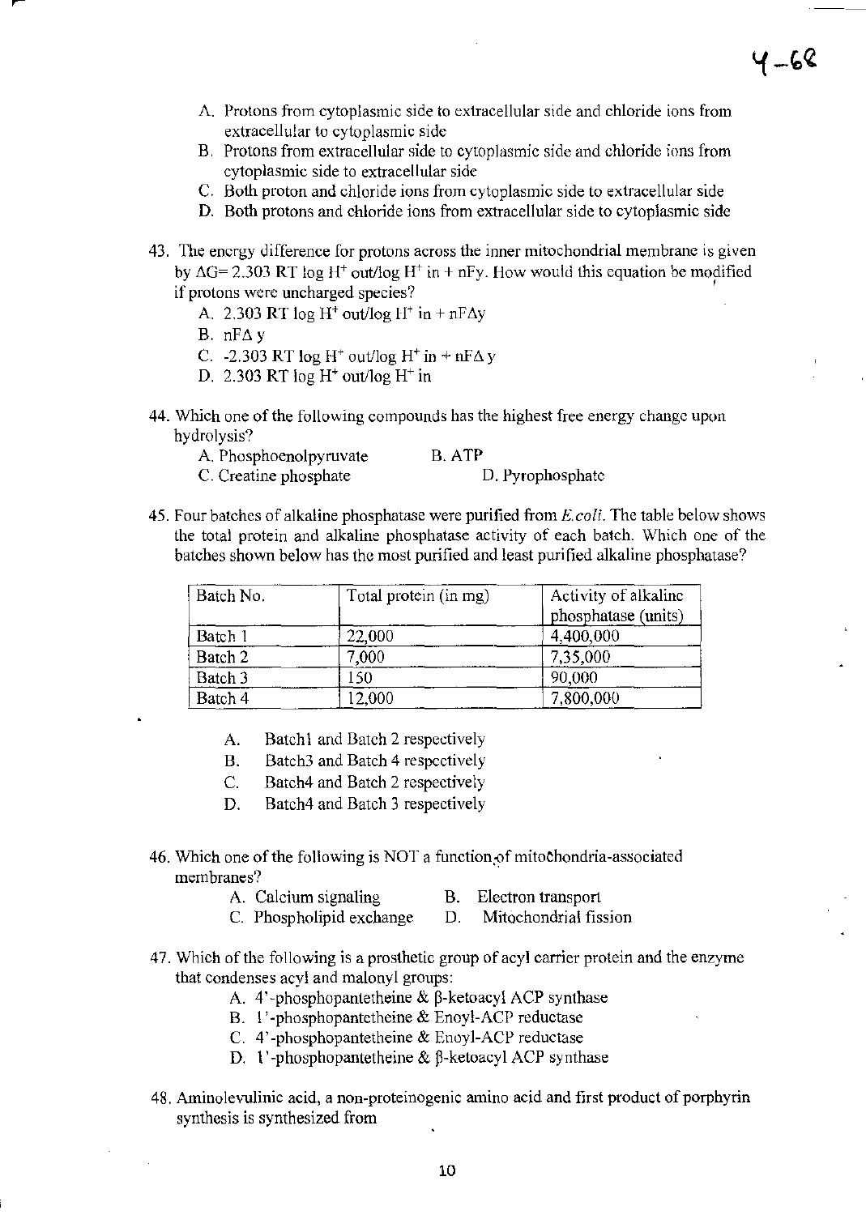A. Protons from cytoplasmic side to extracellular side and chloride ions from extracellular to cytoplasmic side
B. Protons from extracellular side to cytoplasmic side and chloride ions from cytoplasmic side to extracellular side
C. Both proton and chloride ions from cytoplasmic side to extracellular side
D. Both protons and chloride ions from extracellular side to cytoplasmic side

43. The energy difference for protons across the inner mitochondrial membrane is given by $\Delta G = 2.303\ RT \log H^+ out/\log H^+ in + nFy$. How would this equation be modified if protons were uncharged species?
    A. $2.303\ RT \log H^+ out/\log H^+ in + nF\Delta y$
    B. $nF\Delta\ y$
    C. $-2.303\ RT \log H^+ out/\log H^+ in + nF\Delta\ y$
    D. $2.303\ RT \log H^+ out/\log H^+ in$

44. Which one of the following compounds has the highest free energy change upon hydrolysis?
    A. Phosphoenolpyruvate
    B. ATP
    C. Creatine phosphate
    D. Pyrophosphate

45. Four batches of alkaline phosphatase were purified from *E.coli*. The table below shows the total protein and alkaline phosphatase activity of each batch. Which one of the batches shown below has the most purified and least purified alkaline phosphatase?

| Batch No. | Total protein (in mg) | Activity of alkaline phosphatase (units) |
|---|---|---|
| Batch 1 | 22,000 | 4,400,000 |
| Batch 2 | 7,000 | 7,35,000 |
| Batch 3 | 150 | 90,000 |
| Batch 4 | 12,000 | 7,800,000 |

A. Batch1 and Batch 2 respectively
B. Batch3 and Batch 4 respectively
C. Batch4 and Batch 2 respectively
D. Batch4 and Batch 3 respectively

46. Which one of the following is NOT a function of mitochondria-associated membranes?
    A. Calcium signaling
    B. Electron transport
    C. Phospholipid exchange
    D. Mitochondrial fission

47. Which of the following is a prosthetic group of acyl carrier protein and the enzyme that condenses acyl and malonyl groups:
    A. 4'-phosphopantetheine & β-ketoacyl ACP synthase
    B. 1'-phosphopantetheine & Enoyl-ACP reductase
    C. 4'-phosphopantetheine & Enoyl-ACP reductase
    D. 1'-phosphopantetheine & β-ketoacyl ACP synthase

48. Aminolevulinic acid, a non-proteinogenic amino acid and first product of porphyrin synthesis is synthesized from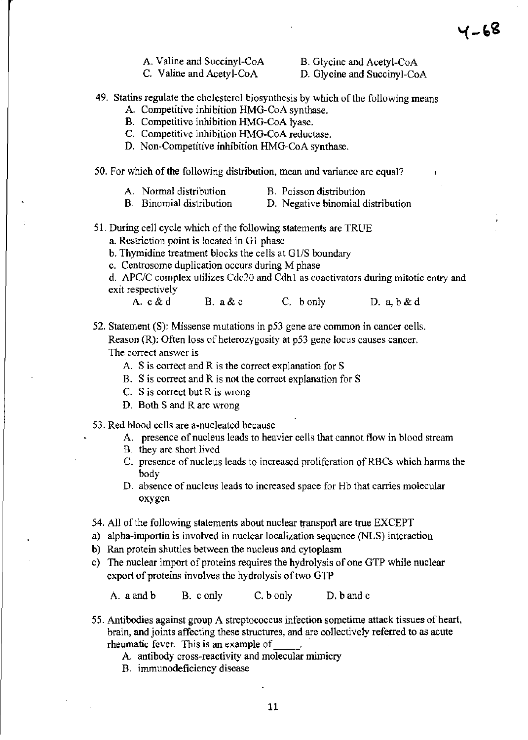A. Valine and Succinyl-CoA B. Glycine and Acetyl-CoA
C. Valine and Acetyl-CoA D. Glycine and Succinyl-CoA

49. Statins regulate the cholesterol biosynthesis by which of the following means
    A. Competitive inhibition HMG-CoA synthase.
    B. Competitive inhibition HMG-CoA lyase.
    C. Competitive inhibition HMG-CoA reductase.
    D. Non-Competitive inhibition HMG-CoA synthase.

50. For which of the following distribution, mean and variance are equal?

    A. Normal distribution B. Poisson distribution
    B. Binomial distribution D. Negative binomial distribution

51. During cell cycle which of the following statements are TRUE
    a. Restriction point is located in G1 phase
    b. Thymidine treatment blocks the cells at G1/S boundary
    c. Centrosome duplication occurs during M phase
    d. APC/C complex utilizes Cdc20 and Cdh1 as coactivators during mitotic entry and exit respectively

    A. c & d B. a & c C. b only D. a, b & d

52. Statement (S): Missense mutations in p53 gene are common in cancer cells.
    Reason (R): Often loss of heterozygosity at p53 gene locus causes cancer.
    The correct answer is
    A. S is correct and R is the correct explanation for S
    B. S is correct and R is not the correct explanation for S
    C. S is correct but R is wrong
    D. Both S and R are wrong

53. Red blood cells are a-nucleated because
    A. presence of nucleus leads to heavier cells that cannot flow in blood stream
    B. they are short lived
    C. presence of nucleus leads to increased proliferation of RBCs which harms the body
    D. absence of nucleus leads to increased space for Hb that carries molecular oxygen

54. All of the following statements about nuclear transport are true EXCEPT
    a) alpha-importin is involved in nuclear localization sequence (NLS) interaction
    b) Ran protein shuttles between the nucleus and cytoplasm
    c) The nuclear import of proteins requires the hydrolysis of one GTP while nuclear export of proteins involves the hydrolysis of two GTP

    A. a and b B. c only C. b only D. b and c

55. Antibodies against group A streptococcus infection sometime attack tissues of heart, brain, and joints affecting these structures, and are collectively referred to as acute rheumatic fever. This is an example of _____.
    A. antibody cross-reactivity and molecular mimicry
    B. immunodeficiency disease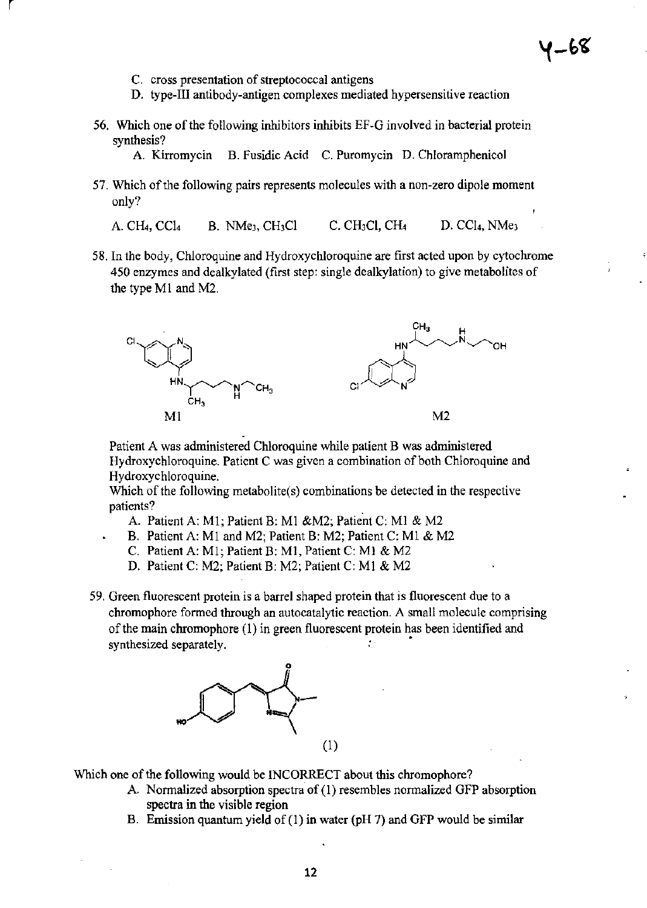C. cross presentation of streptococcal antigens
D. type-III antibody-antigen complexes mediated hypersensitive reaction

56. Which one of the following inhibitors inhibits EF-G involved in bacterial protein synthesis?

    A. Kirromycin   B. Fusidic Acid   C. Puromycin   D. Chloramphenicol

57. Which of the following pairs represents molecules with a non-zero dipole moment only?

    A. $CH_4$, $CCl_4$   B. $NMe_3$, $CH_3Cl$   C. $CH_3Cl$, $CH_4$   D. $CCl_4$, $NMe_3$

58. In the body, Chloroquine and Hydroxychloroquine are first acted upon by cytochrome 450 enzymes and dealkylated (first step: single dealkylation) to give metabolites of the type M1 and M2.

    M1   M2

    Patient A was administered Chloroquine while patient B was administered Hydroxychloroquine. Patient C was given a combination of both Chloroquine and Hydroxychloroquine.
    Which of the following metabolite(s) combinations be detected in the respective patients?

    A. Patient A: M1; Patient B: M1 &M2; Patient C: M1 & M2
    B. Patient A: M1 and M2; Patient B: M2; Patient C: M1 & M2
    C. Patient A: M1; Patient B: M1, Patient C: M1 & M2
    D. Patient C: M2; Patient B: M2; Patient C: M1 & M2

59. Green fluorescent protein is a barrel shaped protein that is fluorescent due to a chromophore formed through an autocatalytic reaction. A small molecule comprising of the main chromophore (1) in green fluorescent protein has been identified and synthesized separately.

    (1)

Which one of the following would be INCORRECT about this chromophore?

A. Normalized absorption spectra of (1) resembles normalized GFP absorption spectra in the visible region
B. Emission quantum yield of (1) in water (pH 7) and GFP would be similar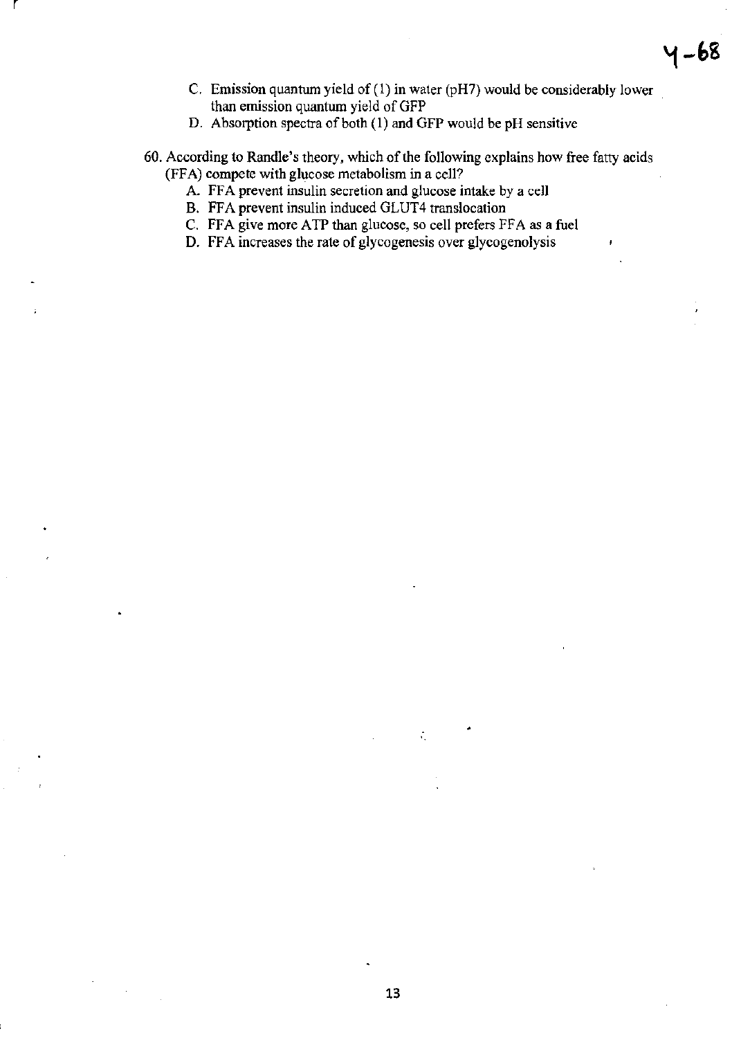Y-68

C. Emission quantum yield of (1) in water (pH7) would be considerably lower than emission quantum yield of GFP

D. Absorption spectra of both (1) and GFP would be pH sensitive

60. According to Randle's theory, which of the following explains how free fatty acids (FFA) compete with glucose metabolism in a cell?

A. FFA prevent insulin secretion and glucose intake by a cell

B. FFA prevent insulin induced GLUT4 translocation

C. FFA give more ATP than glucose, so cell prefers FFA as a fuel

D. FFA increases the rate of glycogenesis over glycogenolysis